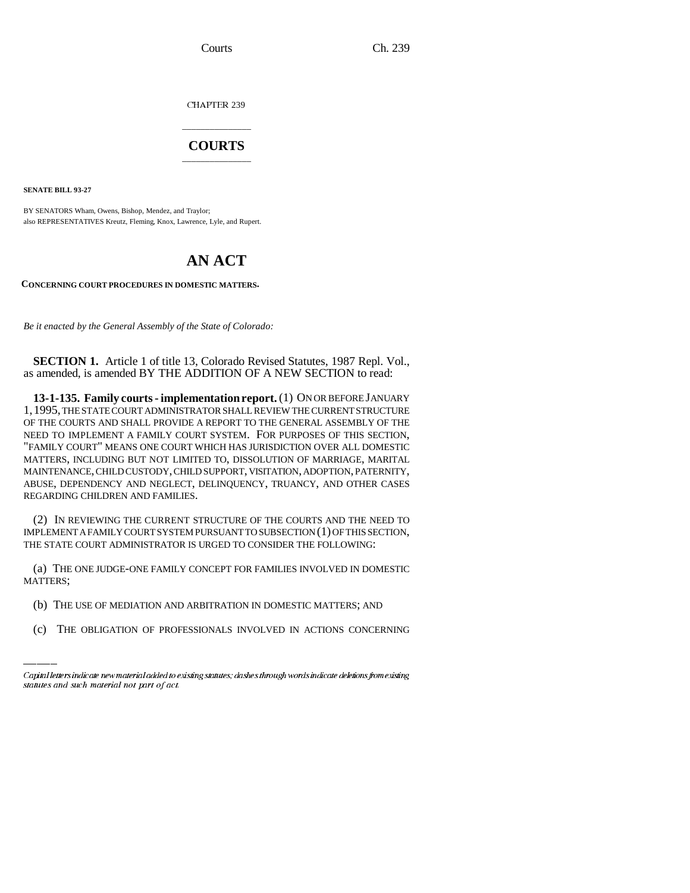CHAPTER 239

# COURTS

**SENATE BILL 93-27**

BY SENATORS Wham, Owens, Bishop, Mendez, and Traylor;
also REPRESENTATIVES Kreutz, Fleming, Knox, Lawrence, Lyle, and Rupert.

# AN ACT

**CONCERNING COURT PROCEDURES IN DOMESTIC MATTERS.**

*Be it enacted by the General Assembly of the State of Colorado:*

**SECTION 1.** Article 1 of title 13, Colorado Revised Statutes, 1987 Repl. Vol., as amended, is amended BY THE ADDITION OF A NEW SECTION to read:

**13-1-135. Family courts - implementation report.** (1) ON OR BEFORE JANUARY 1, 1995, THE STATE COURT ADMINISTRATOR SHALL REVIEW THE CURRENT STRUCTURE OF THE COURTS AND SHALL PROVIDE A REPORT TO THE GENERAL ASSEMBLY OF THE NEED TO IMPLEMENT A FAMILY COURT SYSTEM. FOR PURPOSES OF THIS SECTION, "FAMILY COURT" MEANS ONE COURT WHICH HAS JURISDICTION OVER ALL DOMESTIC MATTERS, INCLUDING BUT NOT LIMITED TO, DISSOLUTION OF MARRIAGE, MARITAL MAINTENANCE, CHILD CUSTODY, CHILD SUPPORT, VISITATION, ADOPTION, PATERNITY, ABUSE, DEPENDENCY AND NEGLECT, DELINQUENCY, TRUANCY, AND OTHER CASES REGARDING CHILDREN AND FAMILIES.

(2) IN REVIEWING THE CURRENT STRUCTURE OF THE COURTS AND THE NEED TO IMPLEMENT A FAMILY COURT SYSTEM PURSUANT TO SUBSECTION (1) OF THIS SECTION, THE STATE COURT ADMINISTRATOR IS URGED TO CONSIDER THE FOLLOWING:

(a) THE ONE JUDGE-ONE FAMILY CONCEPT FOR FAMILIES INVOLVED IN DOMESTIC MATTERS;

(b) THE USE OF MEDIATION AND ARBITRATION IN DOMESTIC MATTERS; AND

(c) THE OBLIGATION OF PROFESSIONALS INVOLVED IN ACTIONS CONCERNING

*Capital letters indicate new material added to existing statutes; dashes through words indicate deletions from existing statutes and such material not part of act.*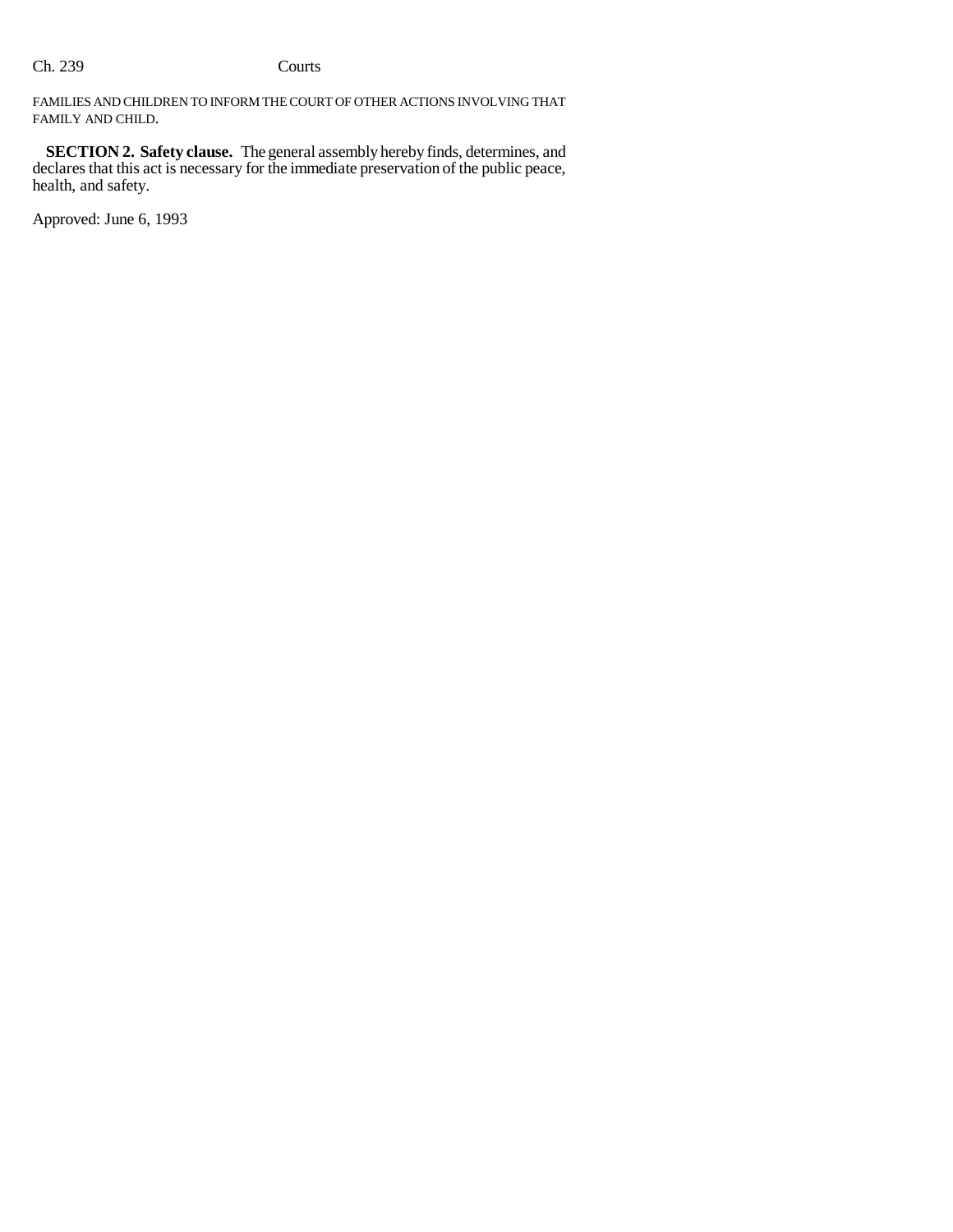FAMILIES AND CHILDREN TO INFORM THE COURT OF OTHER ACTIONS INVOLVING THAT FAMILY AND CHILD.

**SECTION 2. Safety clause.** The general assembly hereby finds, determines, and declares that this act is necessary for the immediate preservation of the public peace, health, and safety.

Approved: June 6, 1993